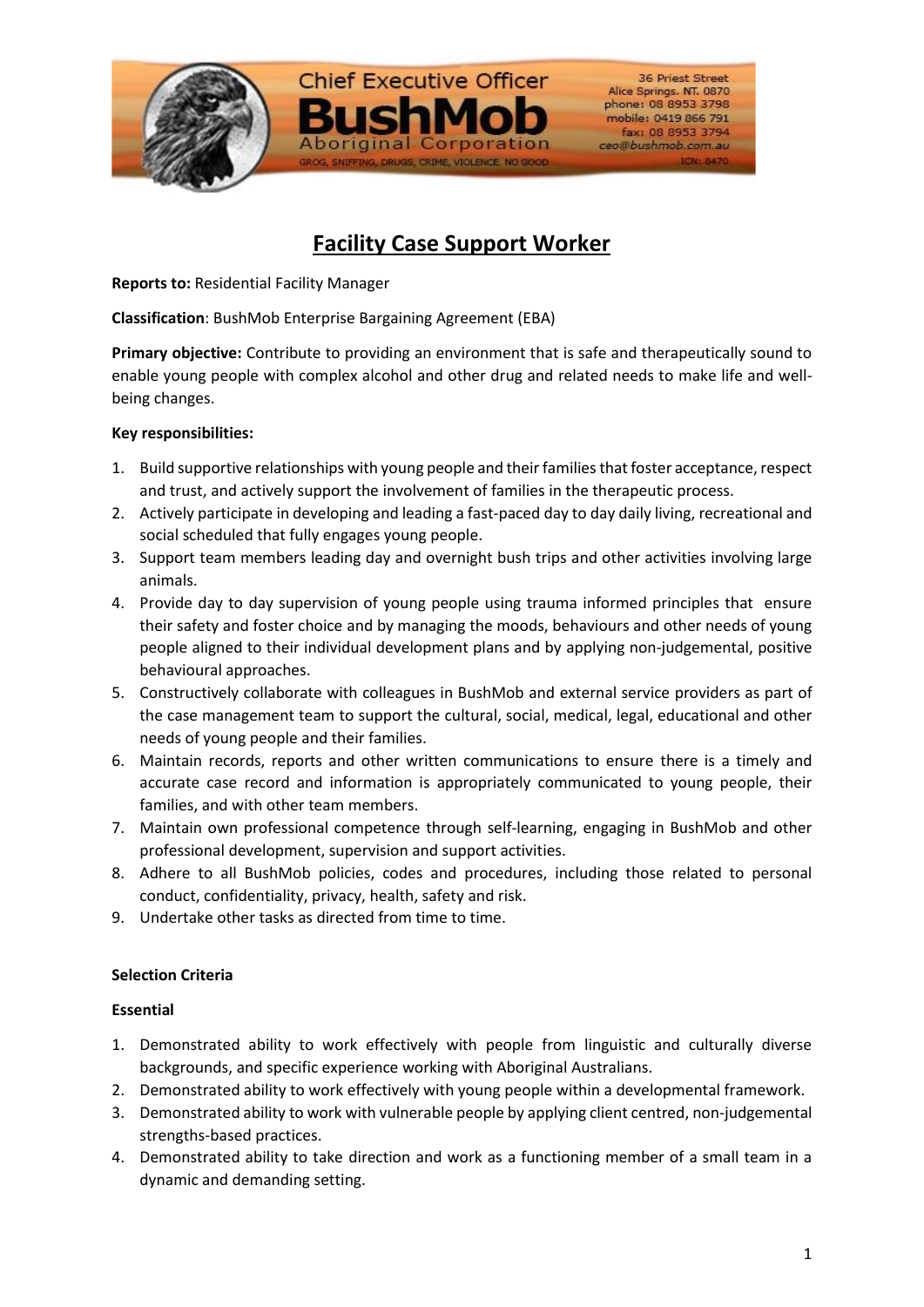Chief Executive Officer

BushMob

Aboriginal Corporation

GROG, SNIFFING, DRUGS, CRIME, VIOLENCE NO GOOD

36 Priest Street
Alice Springs. NT. 0870
phone: 08 8953 3798
mobile: 0419 866 791
fax: 08 8953 3794
ceo@bushmob.com.au
ICN: 8470

# Facility Case Support Worker

**Reports to:** Residential Facility Manager

**Classification**: BushMob Enterprise Bargaining Agreement (EBA)

**Primary objective:** Contribute to providing an environment that is safe and therapeutically sound to enable young people with complex alcohol and other drug and related needs to make life and well-being changes.

**Key responsibilities:**

1. Build supportive relationships with young people and their families that foster acceptance, respect and trust, and actively support the involvement of families in the therapeutic process.
2. Actively participate in developing and leading a fast-paced day to day daily living, recreational and social scheduled that fully engages young people.
3. Support team members leading day and overnight bush trips and other activities involving large animals.
4. Provide day to day supervision of young people using trauma informed principles that ensure their safety and foster choice and by managing the moods, behaviours and other needs of young people aligned to their individual development plans and by applying non-judgemental, positive behavioural approaches.
5. Constructively collaborate with colleagues in BushMob and external service providers as part of the case management team to support the cultural, social, medical, legal, educational and other needs of young people and their families.
6. Maintain records, reports and other written communications to ensure there is a timely and accurate case record and information is appropriately communicated to young people, their families, and with other team members.
7. Maintain own professional competence through self-learning, engaging in BushMob and other professional development, supervision and support activities.
8. Adhere to all BushMob policies, codes and procedures, including those related to personal conduct, confidentiality, privacy, health, safety and risk.
9. Undertake other tasks as directed from time to time.

**Selection Criteria**

**Essential**

1. Demonstrated ability to work effectively with people from linguistic and culturally diverse backgrounds, and specific experience working with Aboriginal Australians.
2. Demonstrated ability to work effectively with young people within a developmental framework.
3. Demonstrated ability to work with vulnerable people by applying client centred, non-judgemental strengths-based practices.
4. Demonstrated ability to take direction and work as a functioning member of a small team in a dynamic and demanding setting.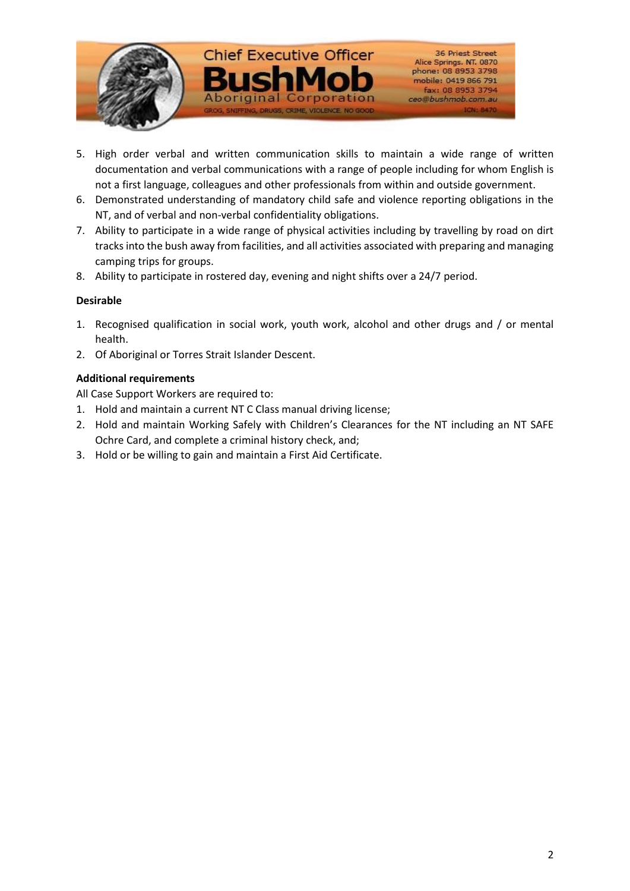5. High order verbal and written communication skills to maintain a wide range of written documentation and verbal communications with a range of people including for whom English is not a first language, colleagues and other professionals from within and outside government.
6. Demonstrated understanding of mandatory child safe and violence reporting obligations in the NT, and of verbal and non-verbal confidentiality obligations.
7. Ability to participate in a wide range of physical activities including by travelling by road on dirt tracks into the bush away from facilities, and all activities associated with preparing and managing camping trips for groups.
8. Ability to participate in rostered day, evening and night shifts over a 24/7 period.

**Desirable**

1. Recognised qualification in social work, youth work, alcohol and other drugs and / or mental health.
2. Of Aboriginal or Torres Strait Islander Descent.

**Additional requirements**

All Case Support Workers are required to:

1. Hold and maintain a current NT C Class manual driving license;
2. Hold and maintain Working Safely with Children's Clearances for the NT including an NT SAFE Ochre Card, and complete a criminal history check, and;
3. Hold or be willing to gain and maintain a First Aid Certificate.